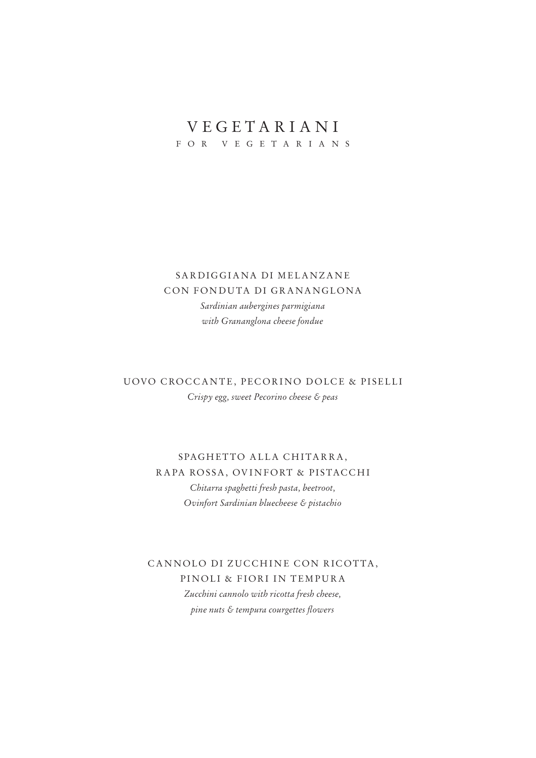# VEGETARIANI

## FOR VEGETARIANS

SARDIGGIANA DI MELANZANE
CON FONDUTA DI GRANANGLONA

*Sardinian aubergines parmigiana*
*with Grananglona cheese fondue*

UOVO CROCCANTE, PECORINO DOLCE & PISELLI

*Crispy egg, sweet Pecorino cheese & peas*

SPAGHETTO ALLA CHITARRA,
RAPA ROSSA, OVINFORT & PISTACCHI

*Chitarra spaghetti fresh pasta, beetroot,*
*Ovinfort Sardinian bluecheese & pistachio*

CANNOLO DI ZUCCHINE CON RICOTTA,
PINOLI & FIORI IN TEMPURA

*Zucchini cannolo with ricotta fresh cheese,*
*pine nuts & tempura courgettes flowers*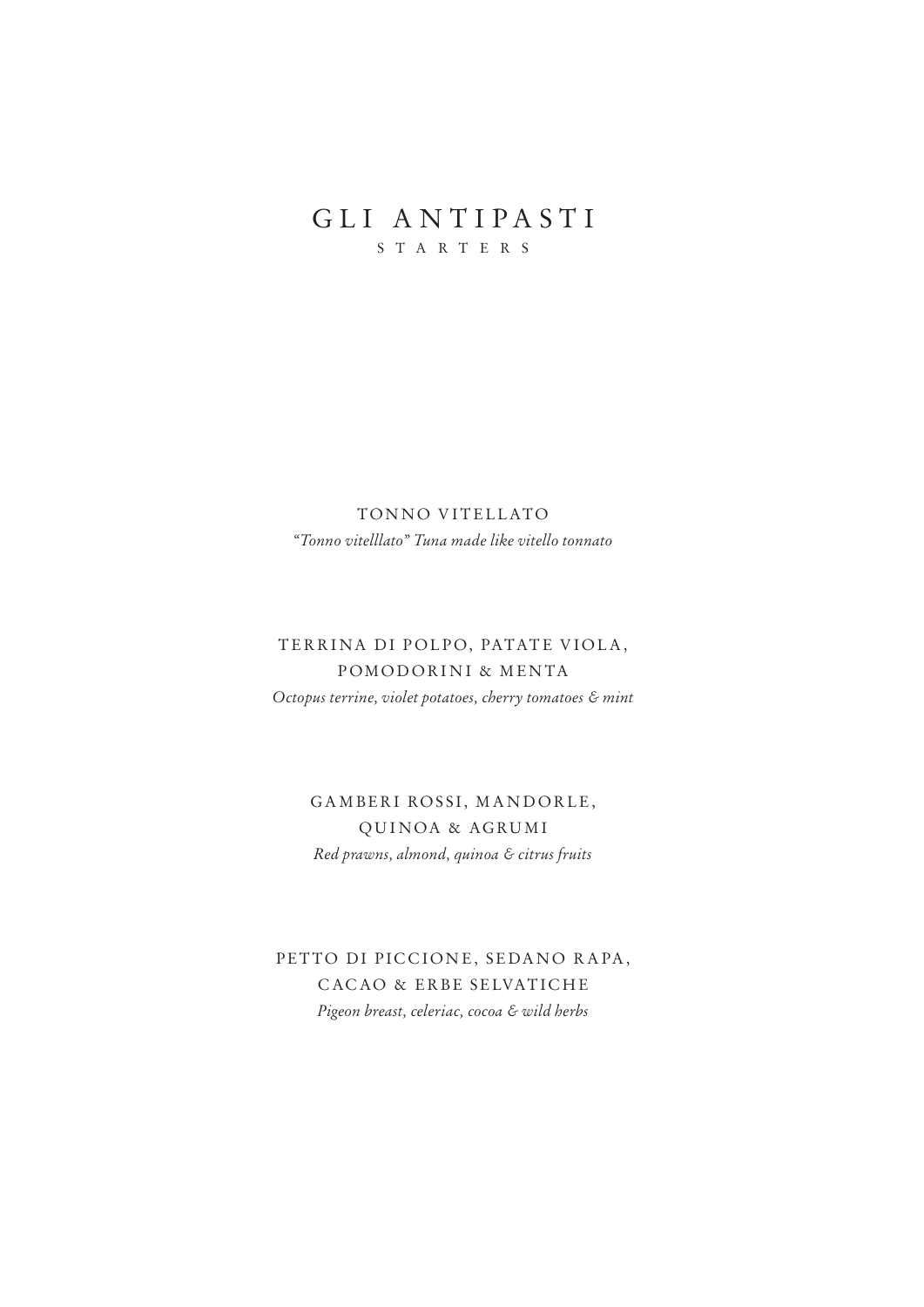# GLI ANTIPASTI

## STARTERS

TONNO VITELLATO

*"Tonno vitelllato" Tuna made like vitello tonnato*

TERRINA DI POLPO, PATATE VIOLA, POMODORINI & MENTA

*Octopus terrine, violet potatoes, cherry tomatoes & mint*

GAMBERI ROSSI, MANDORLE, QUINOA & AGRUMI

*Red prawns, almond, quinoa & citrus fruits*

PETTO DI PICCIONE, SEDANO RAPA, CACAO & ERBE SELVATICHE

*Pigeon breast, celeriac, cocoa & wild herbs*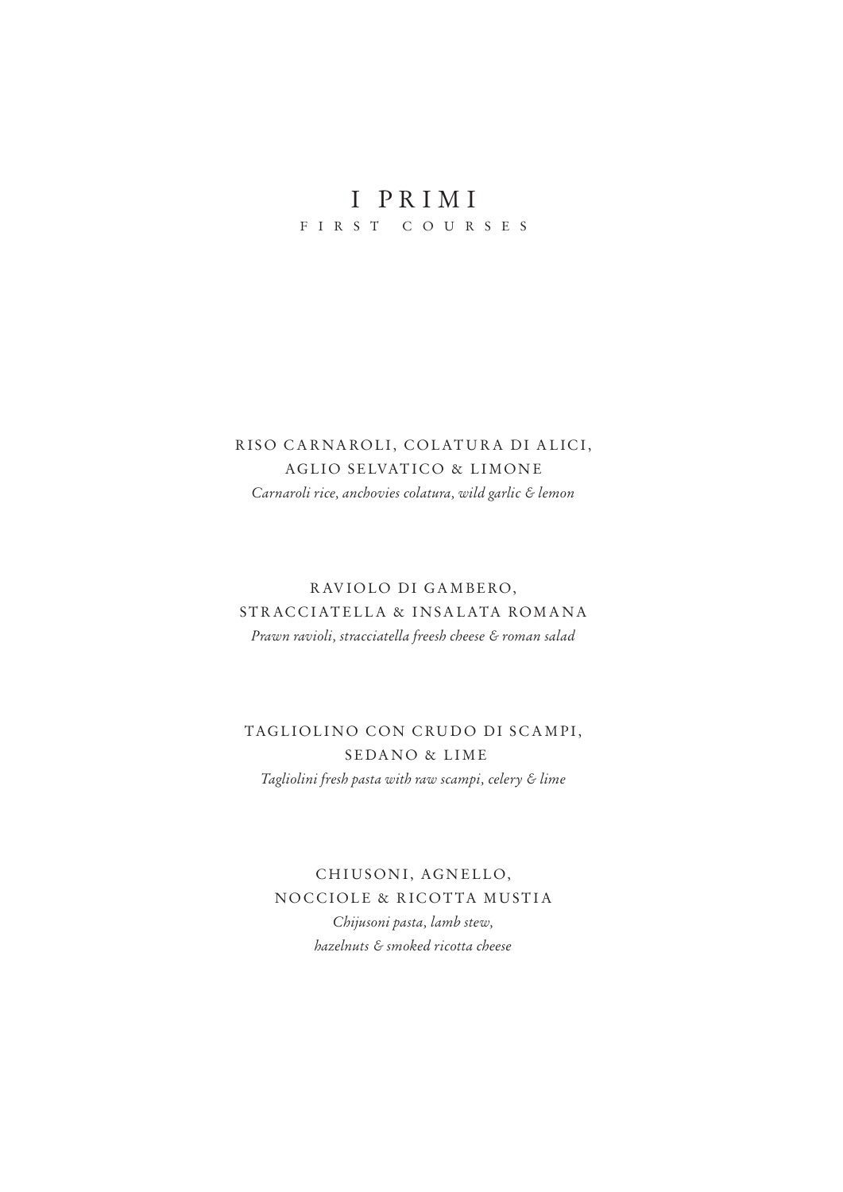# I PRIMI

## FIRST COURSES

RISO CARNAROLI, COLATURA DI ALICI,
AGLIO SELVATICO & LIMONE

*Carnaroli rice, anchovies colatura, wild garlic & lemon*

RAVIOLO DI GAMBERO,
STRACCIATELLA & INSALATA ROMANA

*Prawn ravioli, stracciatella freesh cheese & roman salad*

TAGLIOLINO CON CRUDO DI SCAMPI,
SEDANO & LIME

*Tagliolini fresh pasta with raw scampi, celery & lime*

CHIUSONI, AGNELLO,
NOCCIOLE & RICOTTA MUSTIA

*Chijusoni pasta, lamb stew,
hazelnuts & smoked ricotta cheese*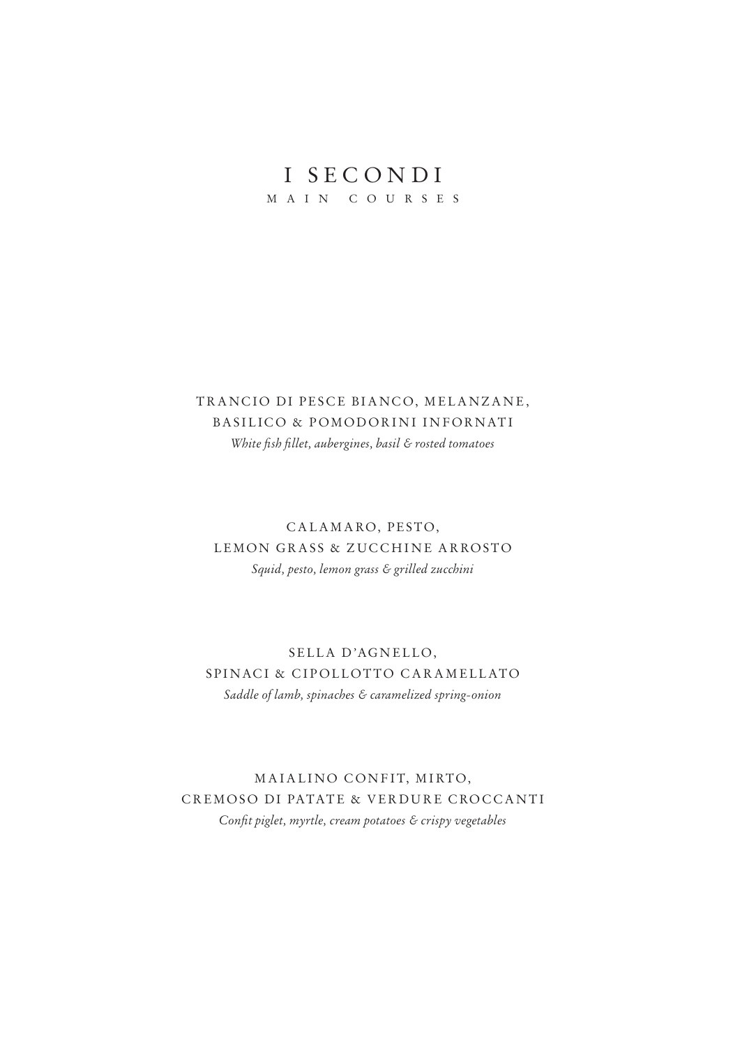# I SECONDI

MAIN COURSES

TRANCIO DI PESCE BIANCO, MELANZANE, BASILICO & POMODORINI INFORNATI

*White fish fillet, aubergines, basil & rosted tomatoes*

CALAMARO, PESTO, LEMON GRASS & ZUCCHINE ARROSTO

*Squid, pesto, lemon grass & grilled zucchini*

SELLA D'AGNELLO, SPINACI & CIPOLLOTTO CARAMELLATO

*Saddle of lamb, spinaches & caramelized spring-onion*

MAIALINO CONFIT, MIRTO, CREMOSO DI PATATE & VERDURE CROCCANTI

*Confit piglet, myrtle, cream potatoes & crispy vegetables*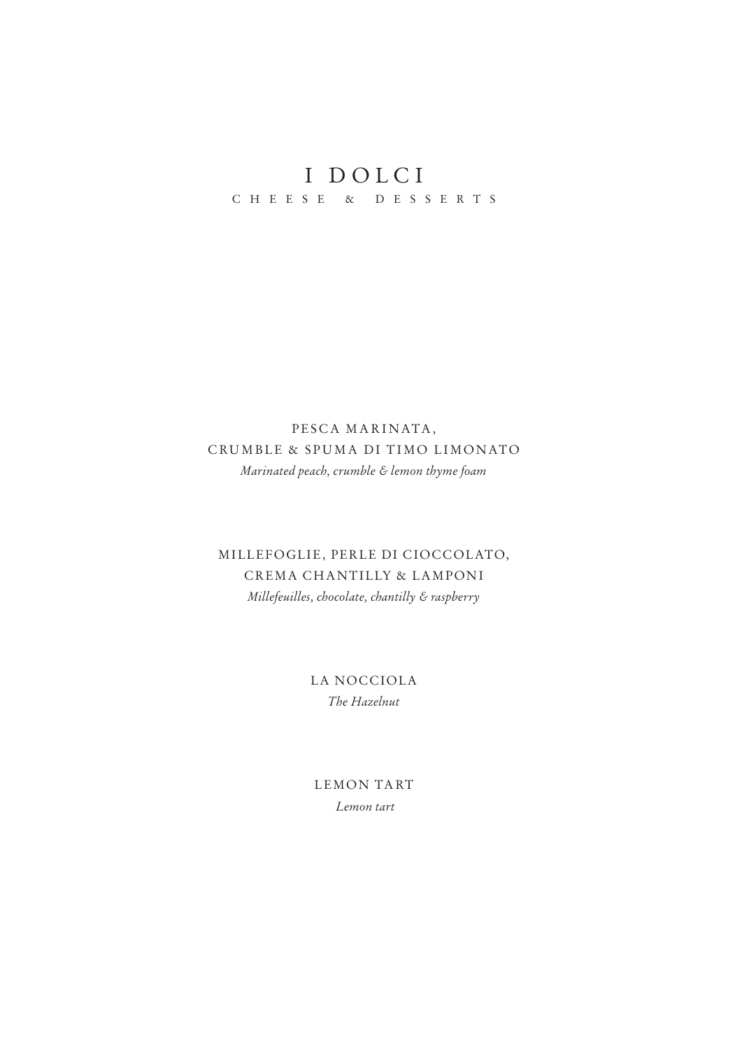# I DOLCI

## CHEESE & DESSERTS

PESCA MARINATA,
CRUMBLE & SPUMA DI TIMO LIMONATO
*Marinated peach, crumble & lemon thyme foam*

MILLEFOGLIE, PERLE DI CIOCCOLATO,
CREMA CHANTILLY & LAMPONI
*Millefeuilles, chocolate, chantilly & raspberry*

LA NOCCIOLA
*The Hazelnut*

LEMON TART
*Lemon tart*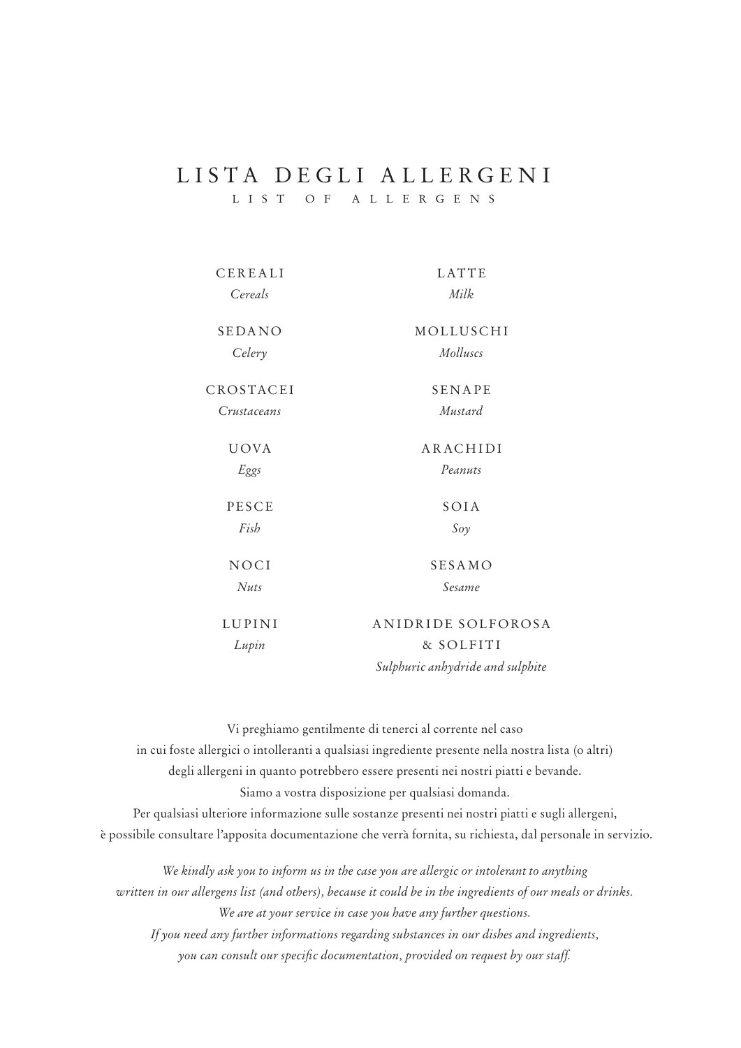# LISTA DEGLI ALLERGENI

## LIST OF ALLERGENS

CEREALI
*Cereals*

SEDANO
*Celery*

CROSTACEI
*Crustaceans*

UOVA
*Eggs*

PESCE
*Fish*

NOCI
*Nuts*

LUPINI
*Lupin*

LATTE
*Milk*

MOLLUSCHI
*Molluscs*

SENAPE
*Mustard*

ARACHIDI
*Peanuts*

SOIA
*Soy*

SESAMO
*Sesame*

ANIDRIDE SOLFOROSA
& SOLFITI
*Sulphuric anhydride and sulphite*

Vi preghiamo gentilmente di tenerci al corrente nel caso
in cui foste allergici o intolleranti a qualsiasi ingrediente presente nella nostra lista (o altri)
degli allergeni in quanto potrebbero essere presenti nei nostri piatti e bevande.
Siamo a vostra disposizione per qualsiasi domanda.
Per qualsiasi ulteriore informazione sulle sostanze presenti nei nostri piatti e sugli allergeni,
è possibile consultare l'apposita documentazione che verrà fornita, su richiesta, dal personale in servizio.

*We kindly ask you to inform us in the case you are allergic or intolerant to anything*
*written in our allergens list (and others), because it could be in the ingredients of our meals or drinks.*
*We are at your service in case you have any further questions.*
*If you need any further informations regarding substances in our dishes and ingredients,*
*you can consult our specific documentation, provided on request by our staff.*